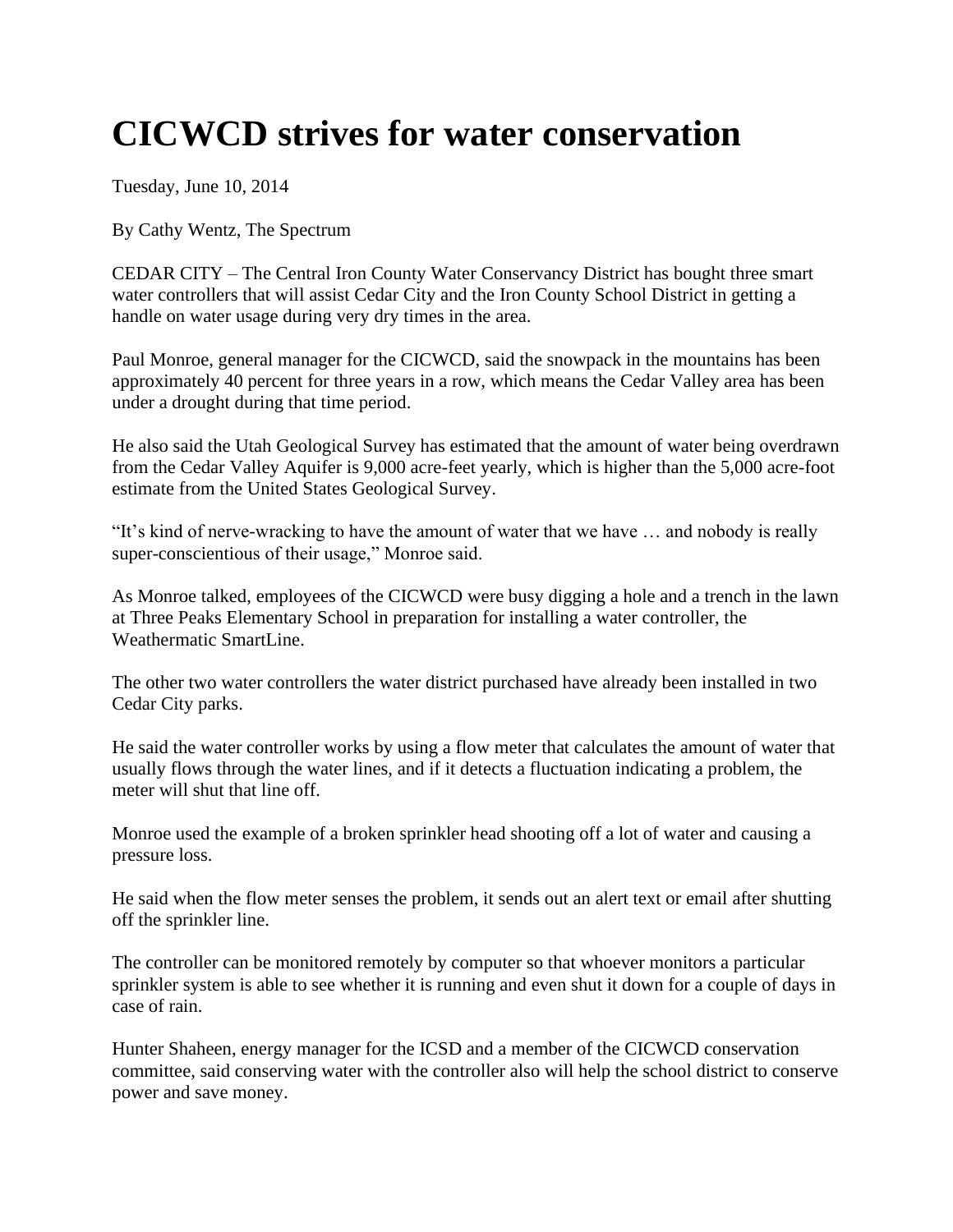# CICWCD strives for water conservation

Tuesday, June 10, 2014

By Cathy Wentz, The Spectrum

CEDAR CITY – The Central Iron County Water Conservancy District has bought three smart water controllers that will assist Cedar City and the Iron County School District in getting a handle on water usage during very dry times in the area.

Paul Monroe, general manager for the CICWCD, said the snowpack in the mountains has been approximately 40 percent for three years in a row, which means the Cedar Valley area has been under a drought during that time period.

He also said the Utah Geological Survey has estimated that the amount of water being overdrawn from the Cedar Valley Aquifer is 9,000 acre-feet yearly, which is higher than the 5,000 acre-foot estimate from the United States Geological Survey.

"It's kind of nerve-wracking to have the amount of water that we have … and nobody is really super-conscientious of their usage," Monroe said.

As Monroe talked, employees of the CICWCD were busy digging a hole and a trench in the lawn at Three Peaks Elementary School in preparation for installing a water controller, the Weathermatic SmartLine.

The other two water controllers the water district purchased have already been installed in two Cedar City parks.

He said the water controller works by using a flow meter that calculates the amount of water that usually flows through the water lines, and if it detects a fluctuation indicating a problem, the meter will shut that line off.

Monroe used the example of a broken sprinkler head shooting off a lot of water and causing a pressure loss.

He said when the flow meter senses the problem, it sends out an alert text or email after shutting off the sprinkler line.

The controller can be monitored remotely by computer so that whoever monitors a particular sprinkler system is able to see whether it is running and even shut it down for a couple of days in case of rain.

Hunter Shaheen, energy manager for the ICSD and a member of the CICWCD conservation committee, said conserving water with the controller also will help the school district to conserve power and save money.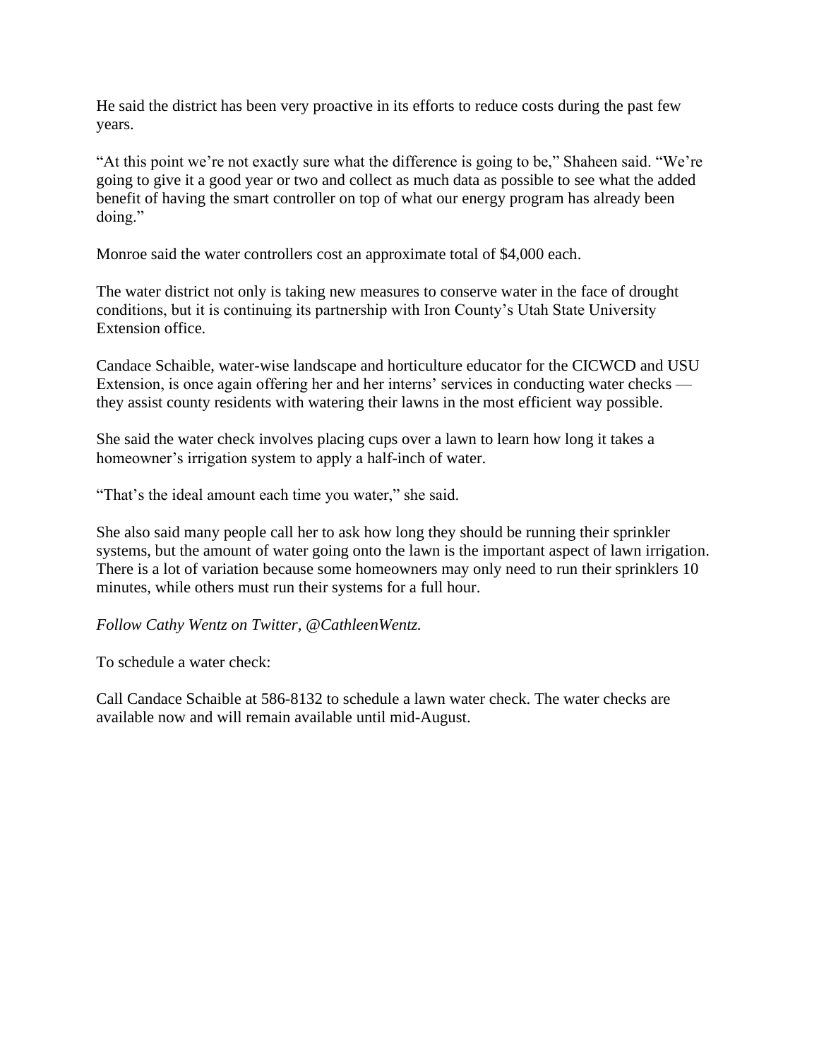He said the district has been very proactive in its efforts to reduce costs during the past few years.

“At this point we’re not exactly sure what the difference is going to be,” Shaheen said. “We’re going to give it a good year or two and collect as much data as possible to see what the added benefit of having the smart controller on top of what our energy program has already been doing.”

Monroe said the water controllers cost an approximate total of $4,000 each.

The water district not only is taking new measures to conserve water in the face of drought conditions, but it is continuing its partnership with Iron County’s Utah State University Extension office.

Candace Schaible, water-wise landscape and horticulture educator for the CICWCD and USU Extension, is once again offering her and her interns’ services in conducting water checks — they assist county residents with watering their lawns in the most efficient way possible.

She said the water check involves placing cups over a lawn to learn how long it takes a homeowner’s irrigation system to apply a half-inch of water.

“That’s the ideal amount each time you water,” she said.

She also said many people call her to ask how long they should be running their sprinkler systems, but the amount of water going onto the lawn is the important aspect of lawn irrigation. There is a lot of variation because some homeowners may only need to run their sprinklers 10 minutes, while others must run their systems for a full hour.

*Follow Cathy Wentz on Twitter, @CathleenWentz.*

To schedule a water check:

Call Candace Schaible at 586-8132 to schedule a lawn water check. The water checks are available now and will remain available until mid-August.